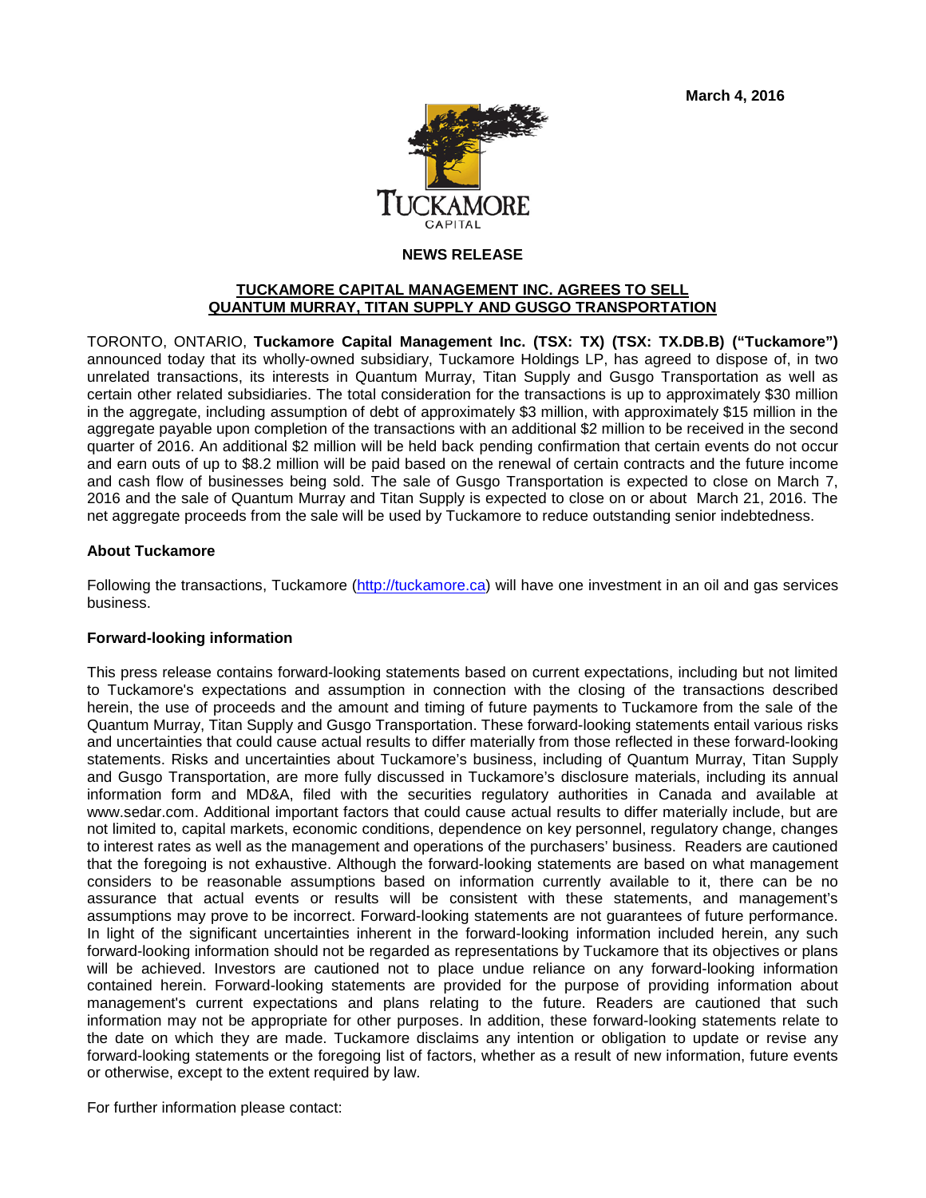March 4, 2016

TUCKAMORE CAPITAL

**NEWS RELEASE**

**TUCKAMORE CAPITAL MANAGEMENT INC. AGREES TO SELL QUANTUM MURRAY, TITAN SUPPLY AND GUSGO TRANSPORTATION**

TORONTO, ONTARIO, **Tuckamore Capital Management Inc. (TSX: TX) (TSX: TX.DB.B) ("Tuckamore")** announced today that its wholly-owned subsidiary, Tuckamore Holdings LP, has agreed to dispose of, in two unrelated transactions, its interests in Quantum Murray, Titan Supply and Gusgo Transportation as well as certain other related subsidiaries. The total consideration for the transactions is up to approximately $30 million in the aggregate, including assumption of debt of approximately $3 million, with approximately $15 million in the aggregate payable upon completion of the transactions with an additional $2 million to be received in the second quarter of 2016. An additional $2 million will be held back pending confirmation that certain events do not occur and earn outs of up to $8.2 million will be paid based on the renewal of certain contracts and the future income and cash flow of businesses being sold. The sale of Gusgo Transportation is expected to close on March 7, 2016 and the sale of Quantum Murray and Titan Supply is expected to close on or about March 21, 2016. The net aggregate proceeds from the sale will be used by Tuckamore to reduce outstanding senior indebtedness.

**About Tuckamore**

Following the transactions, Tuckamore (http://tuckamore.ca) will have one investment in an oil and gas services business.

**Forward-looking information**

This press release contains forward-looking statements based on current expectations, including but not limited to Tuckamore's expectations and assumption in connection with the closing of the transactions described herein, the use of proceeds and the amount and timing of future payments to Tuckamore from the sale of the Quantum Murray, Titan Supply and Gusgo Transportation. These forward-looking statements entail various risks and uncertainties that could cause actual results to differ materially from those reflected in these forward-looking statements. Risks and uncertainties about Tuckamore's business, including of Quantum Murray, Titan Supply and Gusgo Transportation, are more fully discussed in Tuckamore's disclosure materials, including its annual information form and MD&A, filed with the securities regulatory authorities in Canada and available at www.sedar.com. Additional important factors that could cause actual results to differ materially include, but are not limited to, capital markets, economic conditions, dependence on key personnel, regulatory change, changes to interest rates as well as the management and operations of the purchasers' business. Readers are cautioned that the foregoing is not exhaustive. Although the forward-looking statements are based on what management considers to be reasonable assumptions based on information currently available to it, there can be no assurance that actual events or results will be consistent with these statements, and management's assumptions may prove to be incorrect. Forward-looking statements are not guarantees of future performance. In light of the significant uncertainties inherent in the forward-looking information included herein, any such forward-looking information should not be regarded as representations by Tuckamore that its objectives or plans will be achieved. Investors are cautioned not to place undue reliance on any forward-looking information contained herein. Forward-looking statements are provided for the purpose of providing information about management's current expectations and plans relating to the future. Readers are cautioned that such information may not be appropriate for other purposes. In addition, these forward-looking statements relate to the date on which they are made. Tuckamore disclaims any intention or obligation to update or revise any forward-looking statements or the foregoing list of factors, whether as a result of new information, future events or otherwise, except to the extent required by law.

For further information please contact: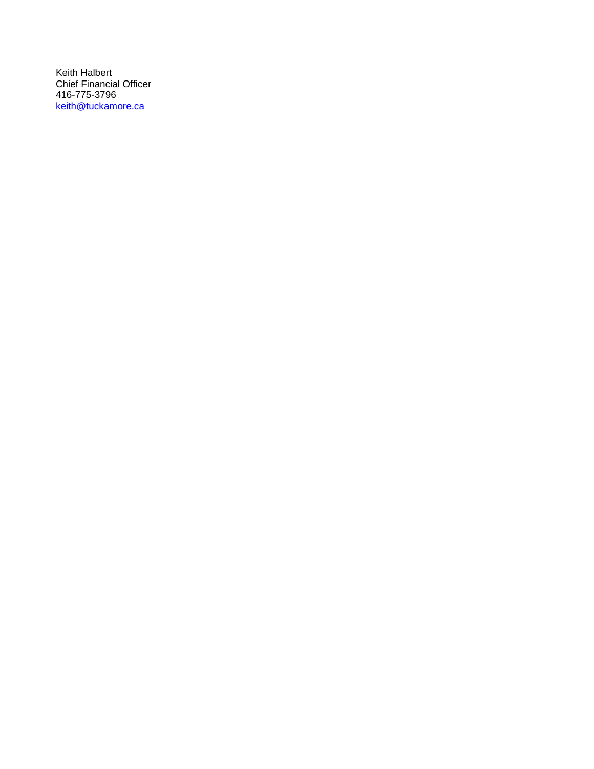Keith Halbert
Chief Financial Officer
416-775-3796
keith@tuckamore.ca